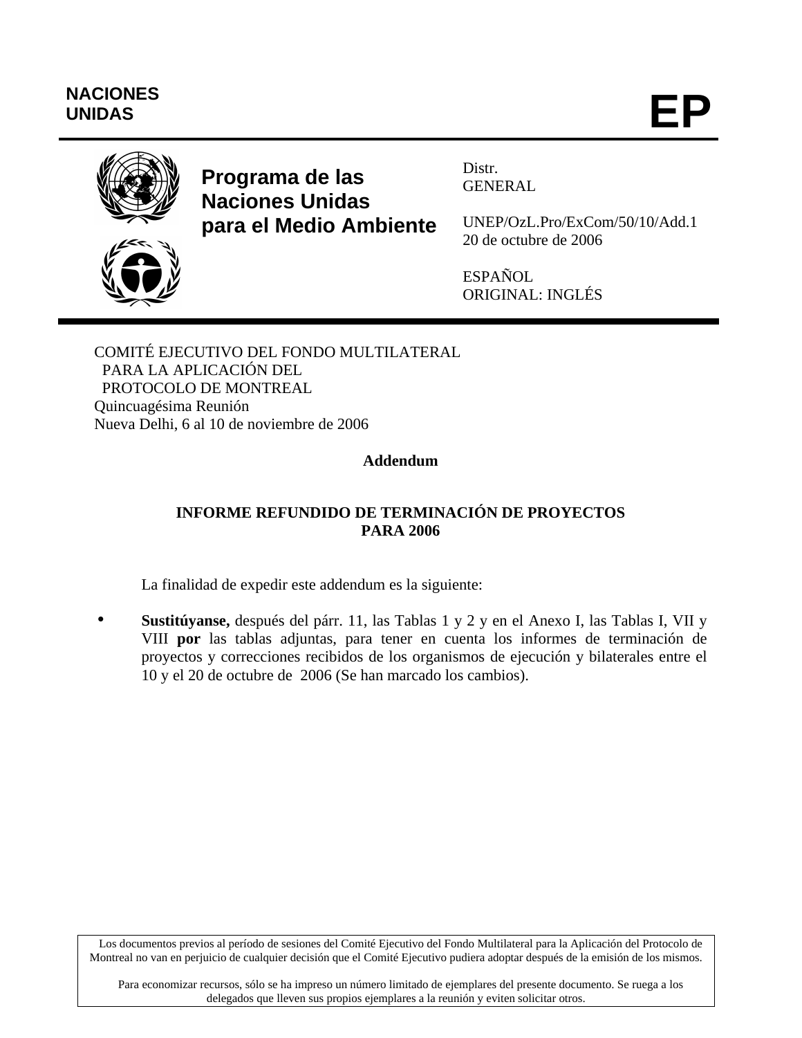NACIONES UNIDAS

# EP

**Programa de las Naciones Unidas para el Medio Ambiente**

Distr.
GENERAL

UNEP/OzL.Pro/ExCom/50/10/Add.1
20 de octubre de 2006

ESPAÑOL
ORIGINAL: INGLÉS

COMITÉ EJECUTIVO DEL FONDO MULTILATERAL
PARA LA APLICACIÓN DEL
PROTOCOLO DE MONTREAL
Quincuagésima Reunión
Nueva Delhi, 6 al 10 de noviembre de 2006

**Addendum**

## INFORME REFUNDIDO DE TERMINACIÓN DE PROYECTOS PARA 2006

La finalidad de expedir este addendum es la siguiente:

- **Sustitúyanse,** después del párr. 11, las Tablas 1 y 2 y en el Anexo I, las Tablas I, VII y VIII **por** las tablas adjuntas, para tener en cuenta los informes de terminación de proyectos y correcciones recibidos de los organismos de ejecución y bilaterales entre el 10 y el 20 de octubre de 2006 (Se han marcado los cambios).

Los documentos previos al período de sesiones del Comité Ejecutivo del Fondo Multilateral para la Aplicación del Protocolo de Montreal no van en perjuicio de cualquier decisión que el Comité Ejecutivo pudiera adoptar después de la emisión de los mismos.

Para economizar recursos, sólo se ha impreso un número limitado de ejemplares del presente documento. Se ruega a los delegados que lleven sus propios ejemplares a la reunión y eviten solicitar otros.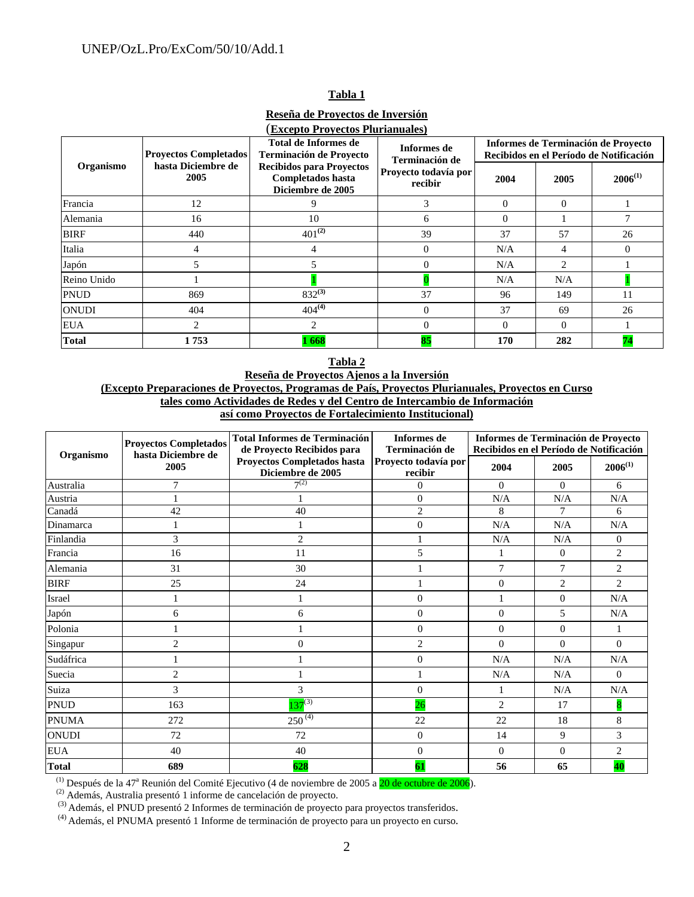**Tabla 1**

**Reseña de Proyectos de Inversión**
**(Excepto Proyectos Plurianuales)**

| Organismo | Proyectos Completados hasta Diciembre de 2005 | Total de Informes de Terminación de Proyecto Recibidos para Proyectos Completados hasta Diciembre de 2005 | Informes de Terminación de Proyecto todavía por recibir | Informes de Terminación de Proyecto Recibidos en el Período de Notificación | | |
|---|---|---|---|---|---|---|
| | | | | 2004 | 2005 | 2006[1] |
| Francia | 12 | 9 | 3 | 0 | 0 | 1 |
| Alemania | 16 | 10 | 6 | 0 | 1 | 7 |
| BIRF | 440 | 401[2] | 39 | 37 | 57 | 26 |
| Italia | 4 | 4 | 0 | N/A | 4 | 0 |
| Japón | 5 | 5 | 0 | N/A | 2 | 1 |
| Reino Unido | 1 | 1 | 0 | N/A | N/A | 1 |
| PNUD | 869 | 832[3] | 37 | 96 | 149 | 11 |
| ONUDI | 404 | 404[4] | 0 | 37 | 69 | 26 |
| EUA | 2 | 2 | 0 | 0 | 0 | 1 |
| **Total** | **1 753** | **1 668** | **85** | **170** | **282** | **74** |

**Tabla 2**

**Reseña de Proyectos Ajenos a la Inversión**
**(Excepto Preparaciones de Proyectos, Programas de País, Proyectos Plurianuales, Proyectos en Curso tales como Actividades de Redes y del Centro de Intercambio de Información así como Proyectos de Fortalecimiento Institucional)**

| Organismo | Proyectos Completados hasta Diciembre de 2005 | Total Informes de Terminación de Proyecto Recibidos para Proyectos Completados hasta Diciembre de 2005 | Informes de Terminación de Proyecto todavía por recibir | Informes de Terminación de Proyecto Recibidos en el Período de Notificación | | |
|---|---|---|---|---|---|---|
| | | | | 2004 | 2005 | 2006[1] |
| Australia | 7 | 7[2] | 0 | 0 | 0 | 6 |
| Austria | 1 | 1 | 0 | N/A | N/A | N/A |
| Canadá | 42 | 40 | 2 | 8 | 7 | 6 |
| Dinamarca | 1 | 1 | 0 | N/A | N/A | N/A |
| Finlandia | 3 | 2 | 1 | N/A | N/A | 0 |
| Francia | 16 | 11 | 5 | 1 | 0 | 2 |
| Alemania | 31 | 30 | 1 | 7 | 7 | 2 |
| BIRF | 25 | 24 | 1 | 0 | 2 | 2 |
| Israel | 1 | 1 | 0 | 1 | 0 | N/A |
| Japón | 6 | 6 | 0 | 0 | 5 | N/A |
| Polonia | 1 | 1 | 0 | 0 | 0 | 1 |
| Singapur | 2 | 0 | 2 | 0 | 0 | 0 |
| Sudáfrica | 1 | 1 | 0 | N/A | N/A | N/A |
| Suecia | 2 | 1 | 1 | N/A | N/A | 0 |
| Suiza | 3 | 3 | 0 | 1 | N/A | N/A |
| PNUD | 163 | 137[3] | 26 | 2 | 17 | 8 |
| PNUMA | 272 | 250[4] | 22 | 22 | 18 | 8 |
| ONUDI | 72 | 72 | 0 | 14 | 9 | 3 |
| EUA | 40 | 40 | 0 | 0 | 0 | 2 |
| **Total** | **689** | **628** | **61** | **56** | **65** | **40** |

[1] Después de la 47ª Reunión del Comité Ejecutivo (4 de noviembre de 2005 a 20 de octubre de 2006).
[2] Además, Australia presentó 1 informe de cancelación de proyecto.
[3] Además, el PNUD presentó 2 Informes de terminación de proyecto para proyectos transferidos.
[4] Además, el PNUMA presentó 1 Informe de terminación de proyecto para un proyecto en curso.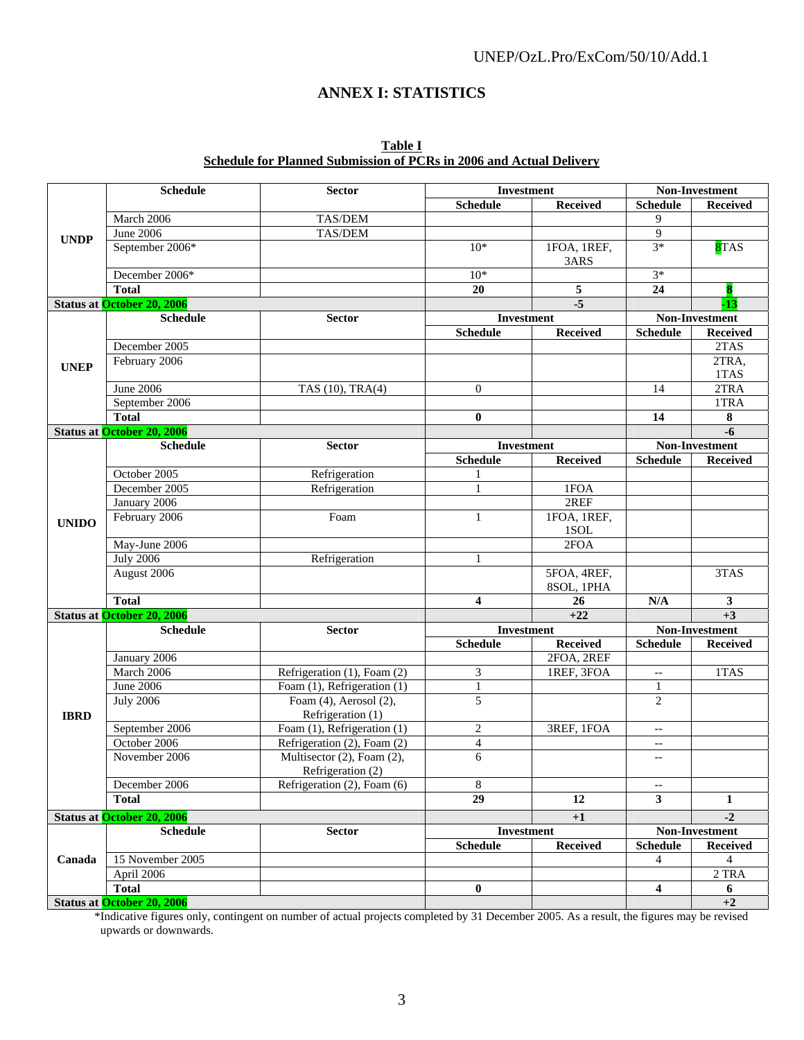# ANNEX I: STATISTICS

**Table I**
**Schedule for Planned Submission of PCRs in 2006 and Actual Delivery**

| | Schedule | Sector | Investment | | Non-Investment | |
|---|---|---|---|---|---|---|
| | | | Schedule | Received | Schedule | Received |
| UNDP | March 2006 | TAS/DEM | | | 9 | |
| | June 2006 | TAS/DEM | | | 9 | |
| | September 2006* | | 10* | 1FOA, 1REF, 3ARS | 3* | 8TAS |
| | December 2006* | | 10* | | 3* | |
| | **Total** | | **20** | **5** | **24** | **8** |
| **Status at October 20, 2006** | | | | **-5** | | **-13** |
| | **Schedule** | **Sector** | **Investment** | | **Non-Investment** | |
| | | | **Schedule** | **Received** | **Schedule** | **Received** |
| UNEP | December 2005 | | | | | 2TAS |
| | February 2006 | | | | | 2TRA, 1TAS |
| | June 2006 | TAS (10), TRA(4) | 0 | | 14 | 2TRA |
| | September 2006 | | | | | 1TRA |
| | **Total** | | **0** | | **14** | **8** |
| **Status at October 20, 2006** | | | | | | **-6** |
| | **Schedule** | **Sector** | **Investment** | | **Non-Investment** | |
| | | | **Schedule** | **Received** | **Schedule** | **Received** |
| UNIDO | October 2005 | Refrigeration | 1 | | | |
| | December 2005 | Refrigeration | 1 | 1FOA | | |
| | January 2006 | | | 2REF | | |
| | February 2006 | Foam | 1 | 1FOA, 1REF, 1SOL | | |
| | May-June 2006 | | | 2FOA | | |
| | July 2006 | Refrigeration | 1 | | | |
| | August 2006 | | | 5FOA, 4REF, 8SOL, 1PHA | | 3TAS |
| | **Total** | | **4** | **26** | **N/A** | **3** |
| **Status at October 20, 2006** | | | | **+22** | | **+3** |
| | **Schedule** | **Sector** | **Investment** | | **Non-Investment** | |
| | | | **Schedule** | **Received** | **Schedule** | **Received** |
| IBRD | January 2006 | | | 2FOA, 2REF | | |
| | March 2006 | Refrigeration (1), Foam (2) | 3 | 1REF, 3FOA | -- | 1TAS |
| | June 2006 | Foam (1), Refrigeration (1) | 1 | | 1 | |
| | July 2006 | Foam (4), Aerosol (2), Refrigeration (1) | 5 | | 2 | |
| | September 2006 | Foam (1), Refrigeration (1) | 2 | 3REF, 1FOA | -- | |
| | October 2006 | Refrigeration (2), Foam (2) | 4 | | -- | |
| | November 2006 | Multisector (2), Foam (2), Refrigeration (2) | 6 | | -- | |
| | December 2006 | Refrigeration (2), Foam (6) | 8 | | -- | |
| | **Total** | | **29** | **12** | **3** | **1** |
| **Status at October 20, 2006** | | | | **+1** | | **-2** |
| | **Schedule** | **Sector** | **Investment** | | **Non-Investment** | |
| | | | **Schedule** | **Received** | **Schedule** | **Received** |
| Canada | 15 November 2005 | | | | 4 | 4 |
| | April 2006 | | | | | 2 TRA |
| | **Total** | | **0** | | **4** | **6** |
| **Status at October 20, 2006** | | | | | | **+2** |

*Indicative figures only, contingent on number of actual projects completed by 31 December 2005. As a result, the figures may be revised upwards or downwards.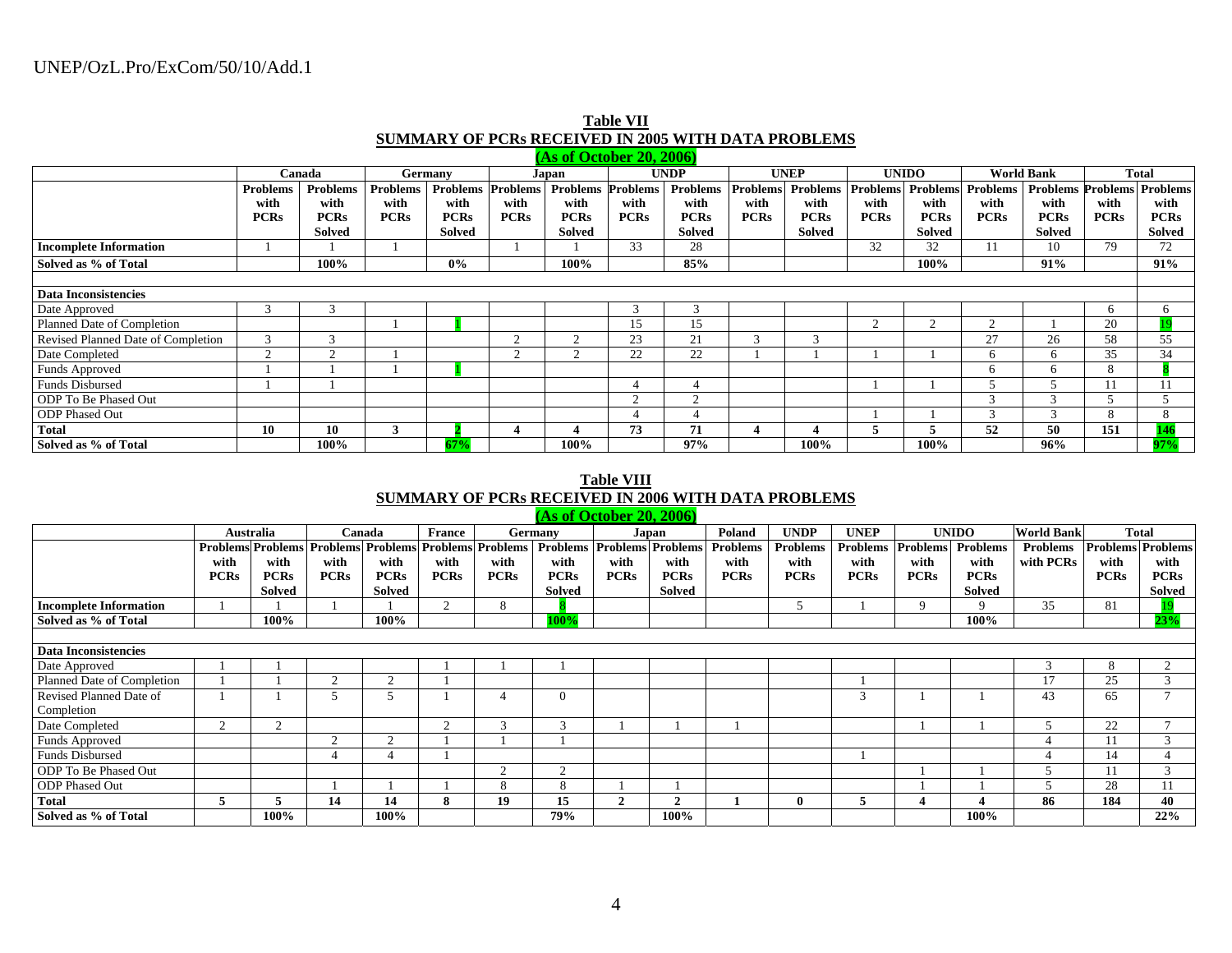## Table VII
## SUMMARY OF PCRs RECEIVED IN 2005 WITH DATA PROBLEMS
## (As of October 20, 2006)

| | Canada | | Germany | | Japan | | UNDP | | UNEP | | UNIDO | | World Bank | | Total | |
|---|---|---|---|---|---|---|---|---|---|---|---|---|---|---|---|---|
| | Problems with PCRs | Problems with PCRs Solved | Problems with PCRs | Problems with PCRs Solved | Problems with PCRs | Problems with PCRs Solved | Problems with PCRs | Problems with PCRs Solved | Problems with PCRs | Problems with PCRs Solved | Problems with PCRs | Problems with PCRs Solved | Problems with PCRs | Problems with PCRs Solved | Problems with PCRs | Problems with PCRs Solved |
| **Incomplete Information** | 1 | 1 | 1 | | 1 | 1 | 33 | 28 | | | 32 | 32 | 11 | 10 | 79 | 72 |
| **Solved as % of Total** | | **100%** | | **0%** | | **100%** | | **85%** | | | | **100%** | | **91%** | | **91%** |
| | | | | | | | | | | | | | | | | |
| **Data Inconsistencies** | | | | | | | | | | | | | | | | |
| Date Approved | 3 | 3 | | | | | 3 | 3 | | | | | | | 6 | 6 |
| Planned Date of Completion | | | 1 | 1 | | | 15 | 15 | | | 2 | 2 | 2 | 1 | 20 | 19 |
| Revised Planned Date of Completion | 3 | 3 | | | 2 | 2 | 23 | 21 | 3 | 3 | | | 27 | 26 | 58 | 55 |
| Date Completed | 2 | 2 | 1 | | 2 | 2 | 22 | 22 | 1 | 1 | 1 | 1 | 6 | 6 | 35 | 34 |
| Funds Approved | 1 | 1 | 1 | 1 | | | | | | | | | 6 | 6 | 8 | 8 |
| Funds Disbursed | 1 | 1 | | | | | 4 | 4 | | | 1 | 1 | 5 | 5 | 11 | 11 |
| ODP To Be Phased Out | | | | | | | 2 | 2 | | | | | 3 | 3 | 5 | 5 |
| ODP Phased Out | | | | | | | 4 | 4 | | | 1 | 1 | 3 | 3 | 8 | 8 |
| **Total** | **10** | **10** | **3** | **2** | **4** | **4** | **73** | **71** | **4** | **4** | **5** | **5** | **52** | **50** | **151** | **146** |
| **Solved as % of Total** | | **100%** | | **67%** | | **100%** | | **97%** | | **100%** | | **100%** | | **96%** | | **97%** |

## Table VIII
## SUMMARY OF PCRs RECEIVED IN 2006 WITH DATA PROBLEMS
## (As of October 20, 2006)

| | Australia | | Canada | | France | Germany | | Japan | | Poland | UNDP | UNEP | UNIDO | | World Bank | Total | |
|---|---|---|---|---|---|---|---|---|---|---|---|---|---|---|---|---|---|
| | Problems with PCRs | Problems with PCRs Solved | Problems with PCRs | Problems with PCRs Solved | Problems with PCRs | Problems with PCRs | Problems with PCRs Solved | Problems with PCRs | Problems with PCRs Solved | Problems with PCRs | Problems with PCRs | Problems with PCRs | Problems with PCRs | Problems with PCRs Solved | Problems with PCRs | Problems with PCRs | Problems with PCRs Solved |
| **Incomplete Information** | 1 | 1 | 1 | 1 | 2 | 8 | 8 | | | | 5 | 1 | 9 | 9 | 35 | 81 | 19 |
| **Solved as % of Total** | | **100%** | | **100%** | | | **100%** | | | | | | | **100%** | | | **23%** |
| | | | | | | | | | | | | | | | | | |
| **Data Inconsistencies** | | | | | | | | | | | | | | | | | |
| Date Approved | 1 | 1 | | | 1 | 1 | 1 | | | | | | | | 3 | 8 | 2 |
| Planned Date of Completion | 1 | 1 | 2 | 2 | 1 | | | | | | | 1 | | | 17 | 25 | 3 |
| Revised Planned Date of Completion | 1 | 1 | 5 | 5 | 1 | 4 | 0 | | | | | 3 | 1 | 1 | 43 | 65 | 7 |
| Date Completed | 2 | 2 | | | 2 | 3 | 3 | 1 | 1 | 1 | | | 1 | 1 | 5 | 22 | 7 |
| Funds Approved | | | 2 | 2 | 1 | 1 | 1 | | | | | | | | 4 | 11 | 3 |
| Funds Disbursed | | | 4 | 4 | 1 | | | | | | | 1 | | | 4 | 14 | 4 |
| ODP To Be Phased Out | | | | | | 2 | 2 | | | | | | 1 | 1 | 5 | 11 | 3 |
| ODP Phased Out | | | 1 | 1 | 1 | 8 | 8 | 1 | 1 | | | | 1 | 1 | 5 | 28 | 11 |
| **Total** | **5** | **5** | **14** | **14** | **8** | **19** | **15** | **2** | **2** | **1** | **0** | **5** | **4** | **4** | **86** | **184** | **40** |
| **Solved as % of Total** | | **100%** | | **100%** | | | **79%** | | **100%** | | | | | **100%** | | | **22%** |